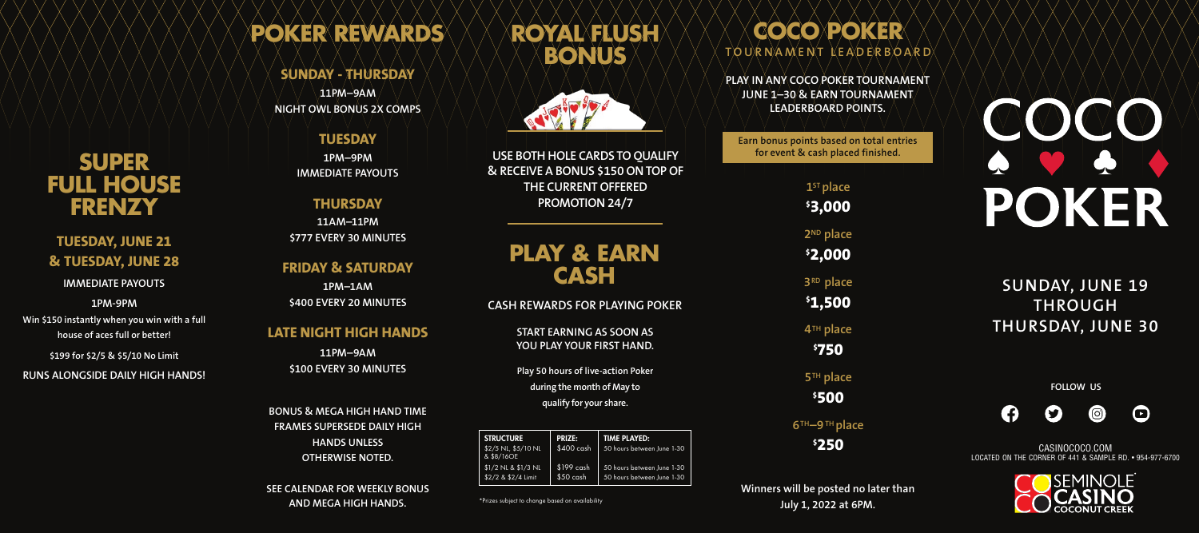# SUPER FULL HOUSE FRENZY

## TUESDAY, JUNE 21 & TUESDAY, JUNE 28

**IMMEDIATE PAYOUTS**

**1PM-9PM**

**Win $150 instantly when you win with a full house of aces full or better!**

**$199 for $2/5 & $5/10 No Limit**

**RUNS ALONGSIDE DAILY HIGH HANDS!**

# POKER REWARDS

## SUNDAY - THURSDAY

**11PM–9AM**
**NIGHT OWL BONUS 2X COMPS**

## TUESDAY

**1PM–9PM**
**IMMEDIATE PAYOUTS**

## THURSDAY

**11AM–11PM**
**$777 EVERY 30 MINUTES**

## FRIDAY & SATURDAY

**1PM–1AM**
**$400 EVERY 20 MINUTES**

## LATE NIGHT HIGH HANDS

**11PM–9AM**
**$100 EVERY 30 MINUTES**

**BONUS & MEGA HIGH HAND TIME FRAMES SUPERSEDE DAILY HIGH HANDS UNLESS OTHERWISE NOTED.**

**SEE CALENDAR FOR WEEKLY BONUS AND MEGA HIGH HANDS.**

# ROYAL FLUSH BONUS

**USE BOTH HOLE CARDS TO QUALIFY & RECEIVE A BONUS $150 ON TOP OF THE CURRENT OFFERED PROMOTION 24/7**

# PLAY & EARN CASH

**CASH REWARDS FOR PLAYING POKER**

**START EARNING AS SOON AS YOU PLAY YOUR FIRST HAND.**

**Play 50 hours of live-action Poker during the month of May to qualify for your share.**

| STRUCTURE | PRIZE: | TIME PLAYED: |
|---|---|---|
| $2/5 NL, $5/10 NL & $8/16OE | $400 cash | 50 hours between June 1-30 |
| $1/2 NL & $1/3 NL | $199 cash | 50 hours between June 1-30 |
| $2/2 & $2/4 Limit | $50 cash | 50 hours between June 1-30 |

*Prizes subject to change based on availability

# COCO POKER

## TOURNAMENT LEADERBOARD

**PLAY IN ANY COCO POKER TOURNAMENT JUNE 1–30 & EARN TOURNAMENT LEADERBOARD POINTS.**

**Earn bonus points based on total entries for event & cash placed finished.**

1ST place
$3,000

2ND place
$2,000

3RD place
$1,500

4TH place
$750

5TH place
$500

6TH–9TH place
$250

**Winners will be posted no later than July 1, 2022 at 6PM.**

# COCO POKER

## SUNDAY, JUNE 19 THROUGH THURSDAY, JUNE 30

FOLLOW US

CASINOCOCO.COM
LOCATED ON THE CORNER OF 441 & SAMPLE RD. • 954-977-6700

SEMINOLE CASINO COCONUT CREEK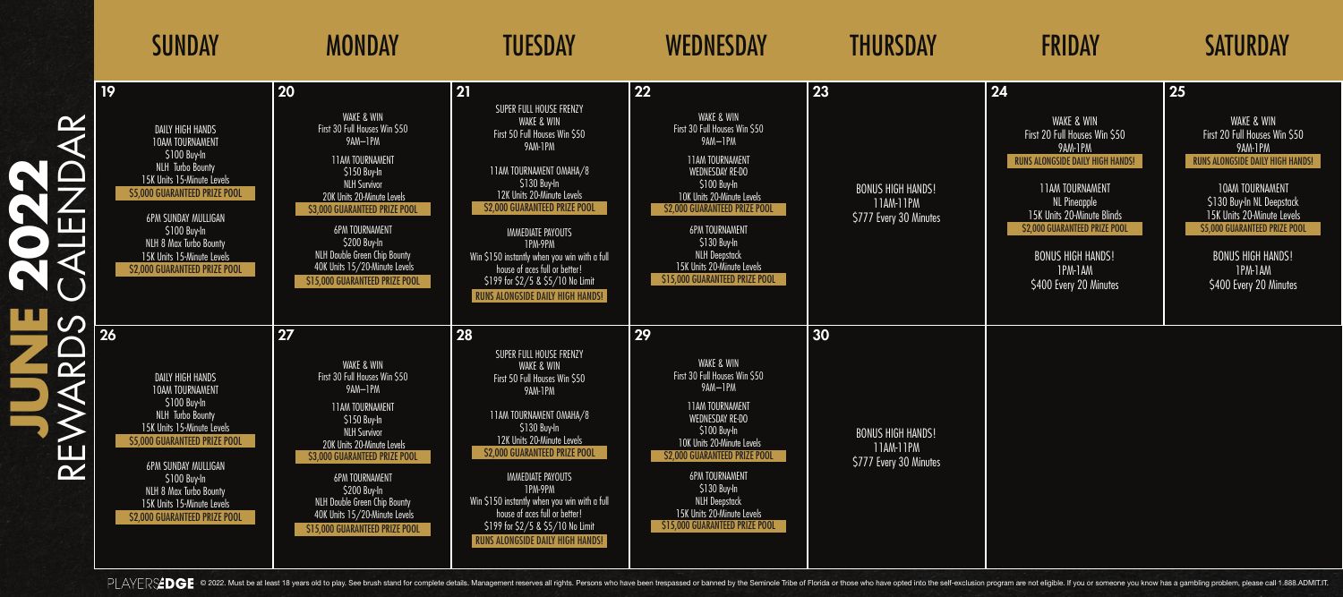# JUNE 2022 REWARDS CALENDAR

| SUNDAY | MONDAY | TUESDAY | WEDNESDAY | THURSDAY | FRIDAY | SATURDAY |
|---|---|---|---|---|---|---|
| **19**<br>DAILY HIGH HANDS<br>10AM TOURNAMENT<br>$100 Buy-In<br>NLH Turbo Bounty<br>15K Units 15-Minute Levels<br>$5,000 GUARANTEED PRIZE POOL<br>6PM SUNDAY MULLIGAN<br>$100 Buy-In<br>NLH 8 Max Turbo Bounty<br>15K Units 15-Minute Levels<br>$2,000 GUARANTEED PRIZE POOL | **20**<br>WAKE & WIN<br>First 30 Full Houses Win $50<br>9AM–1PM<br>11AM TOURNAMENT<br>$150 Buy-In<br>NLH Survivor<br>20K Units 20-Minute Levels<br>$3,000 GUARANTEED PRIZE POOL<br>6PM TOURNAMENT<br>$200 Buy-In<br>NLH Double Green Chip Bounty<br>40K Units 15/20-Minute Levels<br>$15,000 GUARANTEED PRIZE POOL | **21**<br>SUPER FULL HOUSE FRENZY<br>WAKE & WIN<br>First 50 Full Houses Win $50<br>9AM-1PM<br>11AM TOURNAMENT OMAHA/8<br>$130 Buy-In<br>12K Units 20-Minute Levels<br>$2,000 GUARANTEED PRIZE POOL<br>IMMEDIATE PAYOUTS<br>1PM-9PM<br>Win $150 instantly when you win with a full house of aces full or better!<br>$199 for $2/5 & $5/10 No Limit<br>RUNS ALONGSIDE DAILY HIGH HANDS! | **22**<br>WAKE & WIN<br>First 30 Full Houses Win $50<br>9AM–1PM<br>11AM TOURNAMENT<br>WEDNESDAY RE-DO<br>$100 Buy-In<br>10K Units 20-Minute Levels<br>$2,000 GUARANTEED PRIZE POOL<br>6PM TOURNAMENT<br>$130 Buy-In<br>NLH Deepstack<br>15K Units 20-Minute Levels<br>$15,000 GUARANTEED PRIZE POOL | **23**<br>BONUS HIGH HANDS!<br>11AM-11PM<br>$777 Every 30 Minutes | **24**<br>WAKE & WIN<br>First 20 Full Houses Win $50<br>9AM-1PM<br>RUNS ALONGSIDE DAILY HIGH HANDS!<br>11AM TOURNAMENT<br>NL Pineapple<br>15K Units 20-Minute Blinds<br>$2,000 GUARANTEED PRIZE POOL<br>BONUS HIGH HANDS!<br>1PM-1AM<br>$400 Every 20 Minutes | **25**<br>WAKE & WIN<br>First 20 Full Houses Win $50<br>9AM-1PM<br>RUNS ALONGSIDE DAILY HIGH HANDS!<br>10AM TOURNAMENT<br>$130 Buy-In NL Deepstack<br>15K Units 20-Minute Levels<br>$5,000 GUARANTEED PRIZE POOL<br>BONUS HIGH HANDS!<br>1PM-1AM<br>$400 Every 20 Minutes |
| **26**<br>DAILY HIGH HANDS<br>10AM TOURNAMENT<br>$100 Buy-In<br>NLH Turbo Bounty<br>15K Units 15-Minute Levels<br>$5,000 GUARANTEED PRIZE POOL<br>6PM SUNDAY MULLIGAN<br>$100 Buy-In<br>NLH 8 Max Turbo Bounty<br>15K Units 15-Minute Levels<br>$2,000 GUARANTEED PRIZE POOL | **27**<br>WAKE & WIN<br>First 30 Full Houses Win $50<br>9AM–1PM<br>11AM TOURNAMENT<br>$150 Buy-In<br>NLH Survivor<br>20K Units 20-Minute Levels<br>$3,000 GUARANTEED PRIZE POOL<br>6PM TOURNAMENT<br>$200 Buy-In<br>NLH Double Green Chip Bounty<br>40K Units 15/20-Minute Levels<br>$15,000 GUARANTEED PRIZE POOL | **28**<br>SUPER FULL HOUSE FRENZY<br>WAKE & WIN<br>First 50 Full Houses Win $50<br>9AM-1PM<br>11AM TOURNAMENT OMAHA/8<br>$130 Buy-In<br>12K Units 20-Minute Levels<br>$2,000 GUARANTEED PRIZE POOL<br>IMMEDIATE PAYOUTS<br>1PM-9PM<br>Win $150 instantly when you win with a full house of aces full or better!<br>$199 for $2/5 & $5/10 No Limit<br>RUNS ALONGSIDE DAILY HIGH HANDS! | **29**<br>WAKE & WIN<br>First 30 Full Houses Win $50<br>9AM–1PM<br>11AM TOURNAMENT<br>WEDNESDAY RE-DO<br>$100 Buy-In<br>10K Units 20-Minute Levels<br>$2,000 GUARANTEED PRIZE POOL<br>6PM TOURNAMENT<br>$130 Buy-In<br>NLH Deepstack<br>15K Units 20-Minute Levels<br>$15,000 GUARANTEED PRIZE POOL | **30**<br>BONUS HIGH HANDS!<br>11AM-11PM<br>$777 Every 30 Minutes | | |

PLAYERS EDGE © 2022. Must be at least 18 years old to play. See brush stand for complete details. Management reserves all rights. Persons who have been trespassed or banned by the Seminole Tribe of Florida or those who have opted into the self-exclusion program are not eligible. If you or someone you know has a gambling problem, please call 1.888.ADMIT.IT.